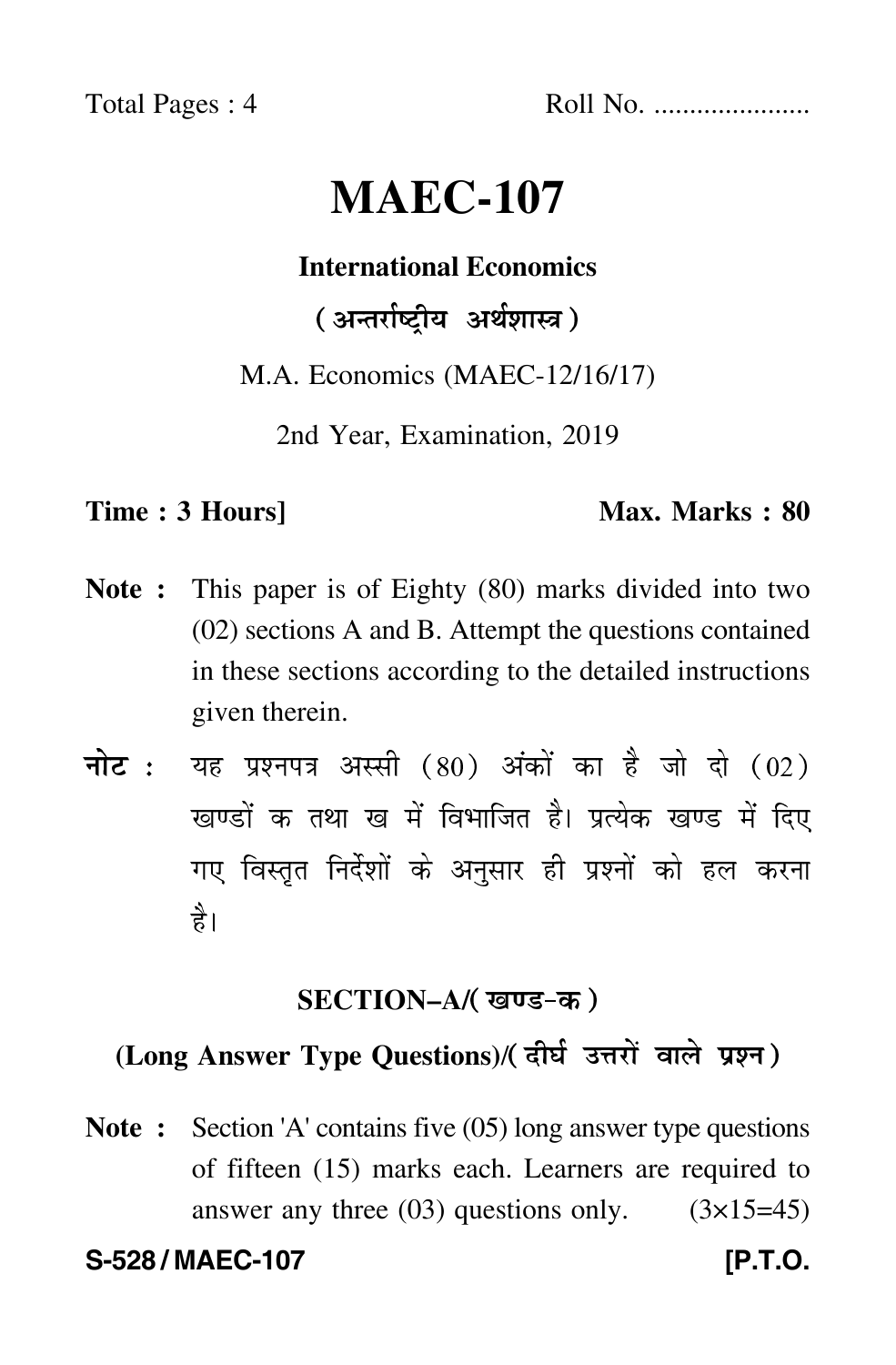Total Pages : 4 Roll No. ....................

# MAEC-107

**International Economics**

**( अन्तर्राष्ट्रीय अर्थशास्त्र )**

M.A. Economics (MAEC-12/16/17)

2nd Year, Examination, 2019

**Time : 3 Hours]** **Max. Marks : 80**

**Note :** This paper is of Eighty (80) marks divided into two (02) sections A and B. Attempt the questions contained in these sections according to the detailed instructions given therein.

**नोट :** यह प्रश्नपत्र अस्सी (80) अंकों का है जो दो (02) खण्डों क तथा ख में विभाजित है। प्रत्येक खण्ड में दिए गए विस्तृत निर्देशों के अनुसार ही प्रश्नों को हल करना है।

## SECTION–A/( खण्ड-क )

### (Long Answer Type Questions)/( दीर्घ उत्तरों वाले प्रश्न )

**Note :** Section 'A' contains five (05) long answer type questions of fifteen (15) marks each. Learners are required to answer any three (03) questions only. (3×15=45)

**S-528 / MAEC-107** **[P.T.O.**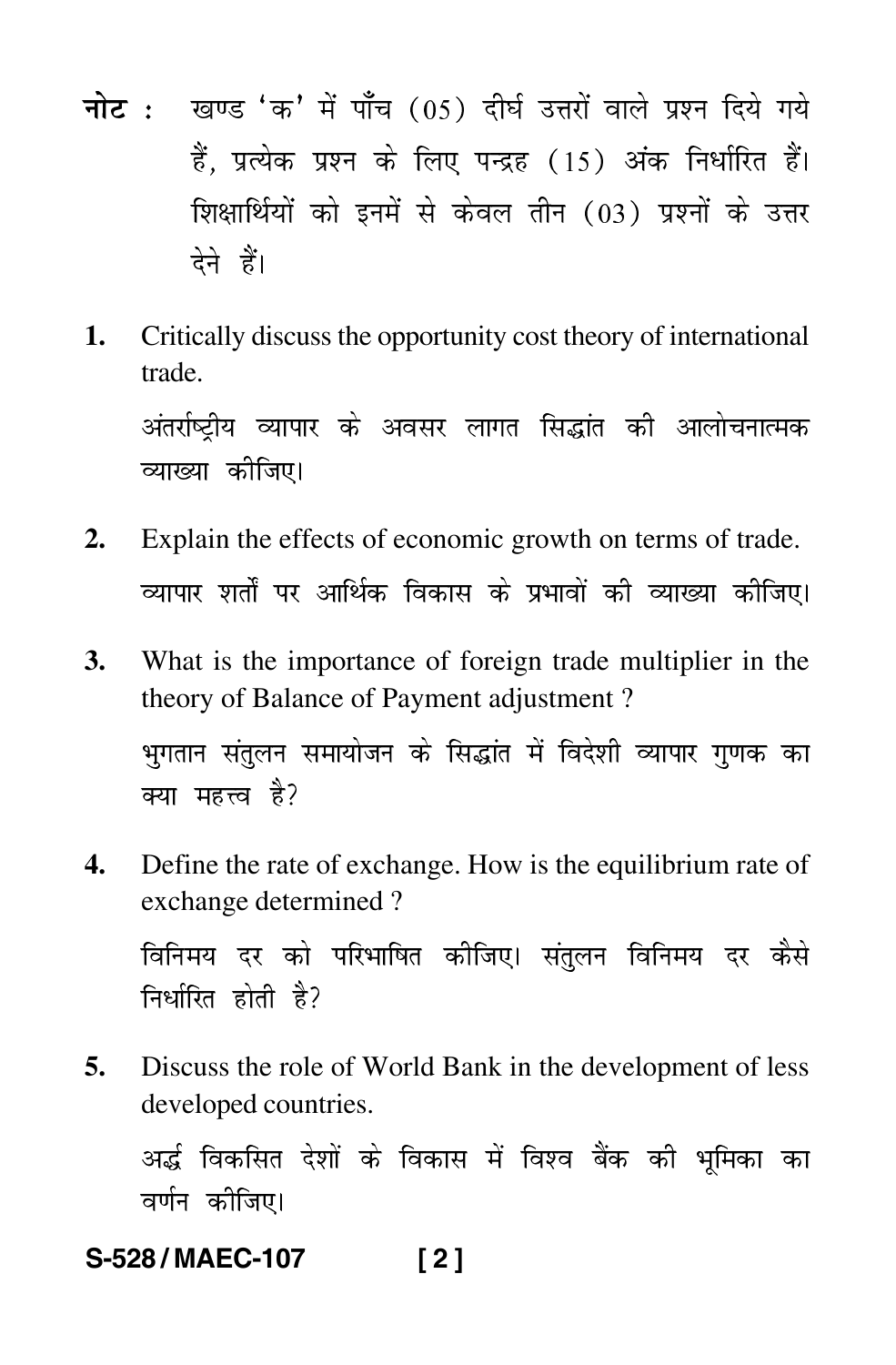**नोट :** खण्ड 'क' में पाँच (05) दीर्घ उत्तरों वाले प्रश्न दिये गये हैं, प्रत्येक प्रश्न के लिए पन्द्रह (15) अंक निर्धारित हैं। शिक्षार्थियों को इनमें से केवल तीन (03) प्रश्नों के उत्तर देने हैं।

**1.** Critically discuss the opportunity cost theory of international trade.

अंतर्राष्ट्रीय व्यापार के अवसर लागत सिद्धांत की आलोचनात्मक व्याख्या कीजिए।

**2.** Explain the effects of economic growth on terms of trade.

व्यापार शर्तों पर आर्थिक विकास के प्रभावों की व्याख्या कीजिए।

**3.** What is the importance of foreign trade multiplier in the theory of Balance of Payment adjustment ?

भुगतान संतुलन समायोजन के सिद्धांत में विदेशी व्यापार गुणक का क्या महत्त्व है?

**4.** Define the rate of exchange. How is the equilibrium rate of exchange determined ?

विनिमय दर को परिभाषित कीजिए। संतुलन विनिमय दर कैसे निर्धारित होती है?

**5.** Discuss the role of World Bank in the development of less developed countries.

अर्द्ध विकसित देशों के विकास में विश्व बैंक की भूमिका का वर्णन कीजिए।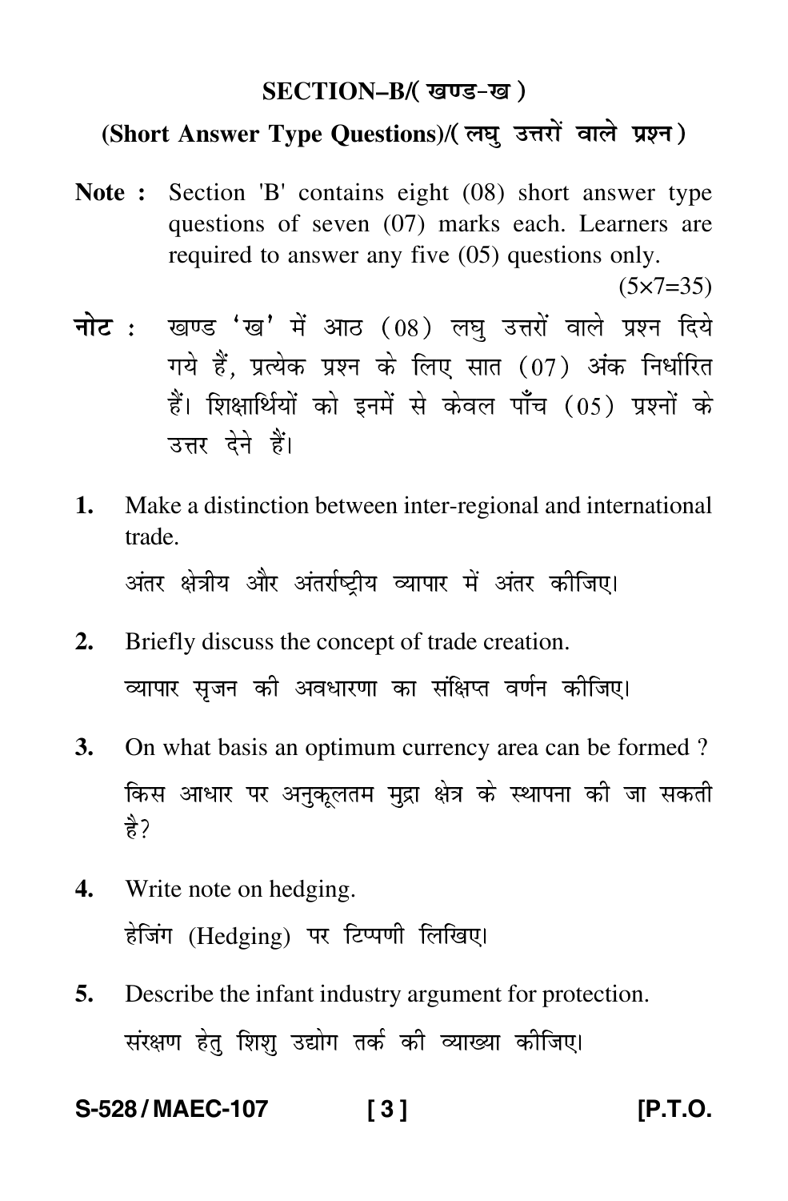## SECTION–B/( खण्ड-ख )

### (Short Answer Type Questions)/( लघु उत्तरों वाले प्रश्न )

**Note :** Section 'B' contains eight (08) short answer type questions of seven (07) marks each. Learners are required to answer any five (05) questions only.

(5×7=35)

**नोट :** खण्ड 'ख' में आठ (08) लघु उत्तरों वाले प्रश्न दिये गये हैं, प्रत्येक प्रश्न के लिए सात (07) अंक निर्धारित हैं। शिक्षार्थियों को इनमें से केवल पाँच (05) प्रश्नों के उत्तर देने हैं।

**1.** Make a distinction between inter-regional and international trade.

अंतर क्षेत्रीय और अंतर्राष्ट्रीय व्यापार में अंतर कीजिए।

**2.** Briefly discuss the concept of trade creation.

व्यापार सृजन की अवधारणा का संक्षिप्त वर्णन कीजिए।

**3.** On what basis an optimum currency area can be formed ?

किस आधार पर अनुकूलतम मुद्रा क्षेत्र के स्थापना की जा सकती है?

**4.** Write note on hedging.

हेजिंग (Hedging) पर टिप्पणी लिखिए।

**5.** Describe the infant industry argument for protection.

संरक्षण हेतु शिशु उद्योग तर्क की व्याख्या कीजिए।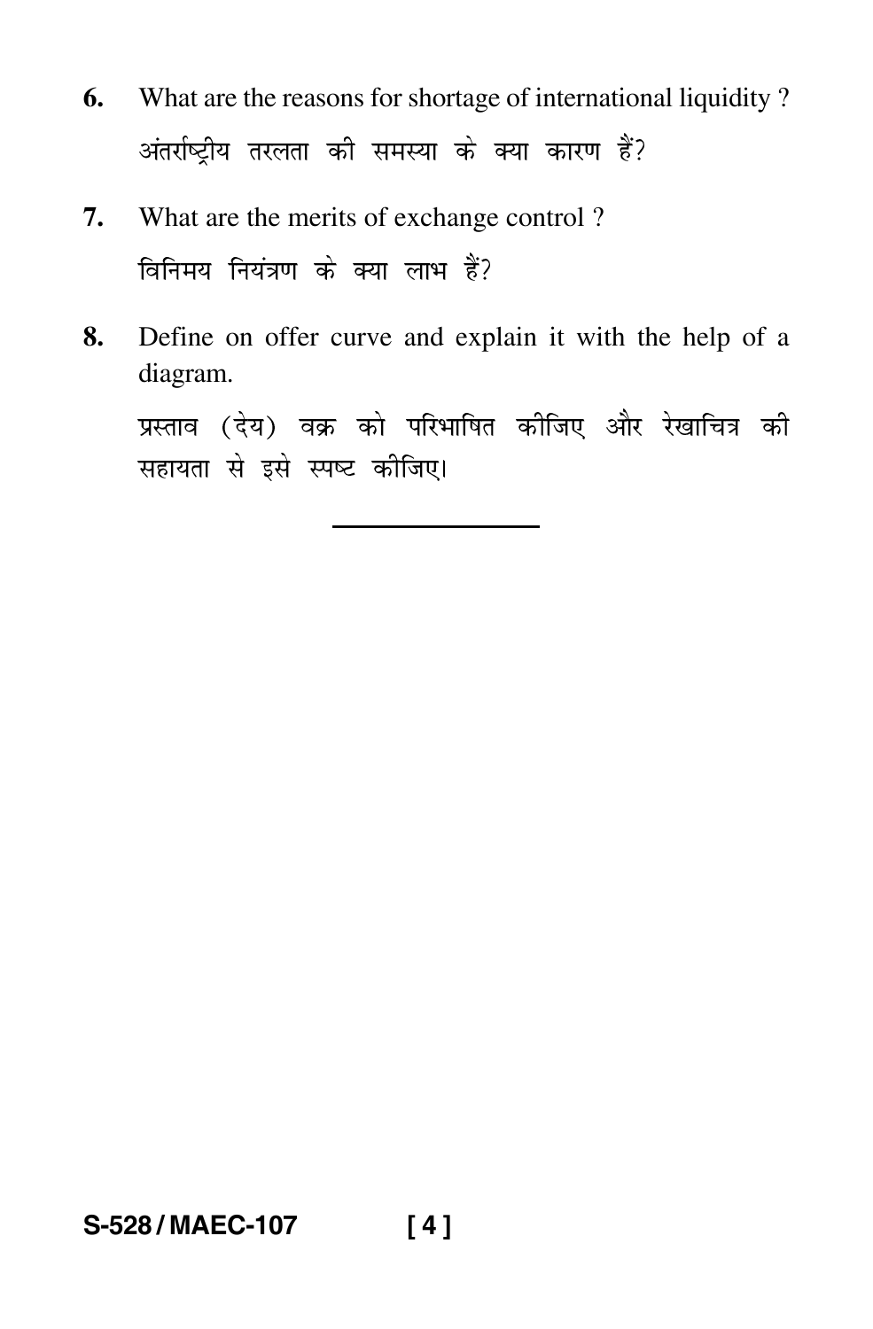**6.** What are the reasons for shortage of international liquidity ?

अंतर्राष्ट्रीय तरलता की समस्या के क्या कारण हैं?

**7.** What are the merits of exchange control ?

विनिमय नियंत्रण के क्या लाभ हैं?

**8.** Define on offer curve and explain it with the help of a diagram.

प्रस्ताव (देय) वक्र को परिभाषित कीजिए और रेखाचित्र की सहायता से इसे स्पष्ट कीजिए।

---

**S-528 / MAEC-107**